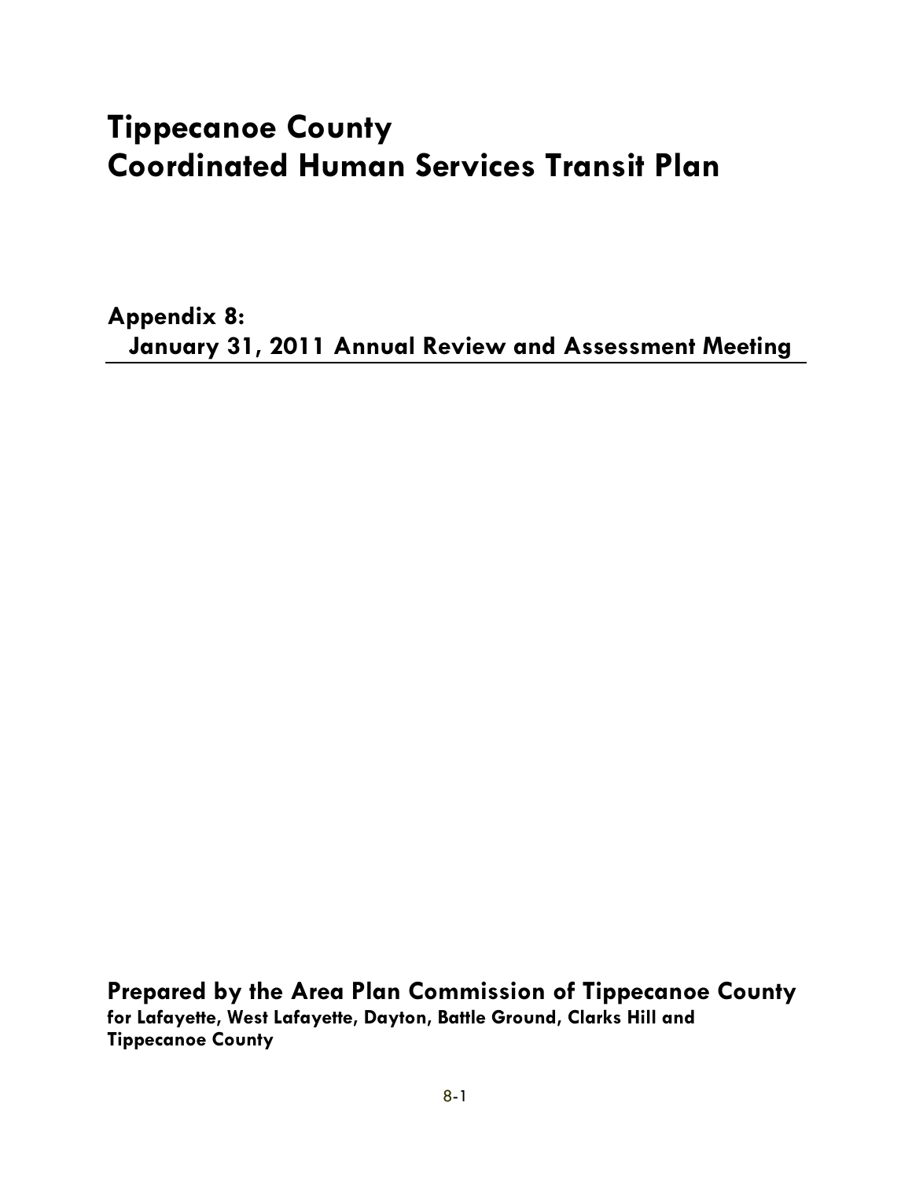# Tippecanoe County
# Coordinated Human Services Transit Plan

## Appendix 8:
## January 31, 2011 Annual Review and Assessment Meeting

**Prepared by the Area Plan Commission of Tippecanoe County**
**for Lafayette, West Lafayette, Dayton, Battle Ground, Clarks Hill and Tippecanoe County**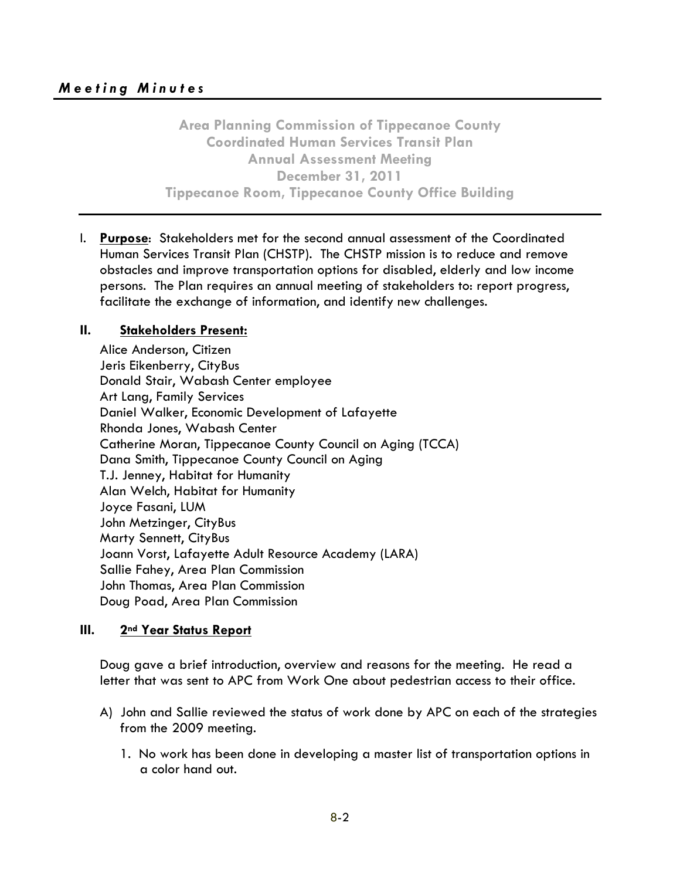*Meeting Minutes*

**Area Planning Commission of Tippecanoe County**
**Coordinated Human Services Transit Plan**
**Annual Assessment Meeting**
**December 31, 2011**
**Tippecanoe Room, Tippecanoe County Office Building**

I. **Purpose**: Stakeholders met for the second annual assessment of the Coordinated Human Services Transit Plan (CHSTP). The CHSTP mission is to reduce and remove obstacles and improve transportation options for disabled, elderly and low income persons. The Plan requires an annual meeting of stakeholders to: report progress, facilitate the exchange of information, and identify new challenges.

**II. Stakeholders Present:**

Alice Anderson, Citizen
Jeris Eikenberry, CityBus
Donald Stair, Wabash Center employee
Art Lang, Family Services
Daniel Walker, Economic Development of Lafayette
Rhonda Jones, Wabash Center
Catherine Moran, Tippecanoe County Council on Aging (TCCA)
Dana Smith, Tippecanoe County Council on Aging
T.J. Jenney, Habitat for Humanity
Alan Welch, Habitat for Humanity
Joyce Fasani, LUM
John Metzinger, CityBus
Marty Sennett, CityBus
Joann Vorst, Lafayette Adult Resource Academy (LARA)
Sallie Fahey, Area Plan Commission
John Thomas, Area Plan Commission
Doug Poad, Area Plan Commission

**III. 2nd Year Status Report**

Doug gave a brief introduction, overview and reasons for the meeting. He read a letter that was sent to APC from Work One about pedestrian access to their office.

A) John and Sallie reviewed the status of work done by APC on each of the strategies from the 2009 meeting.

1. No work has been done in developing a master list of transportation options in a color hand out.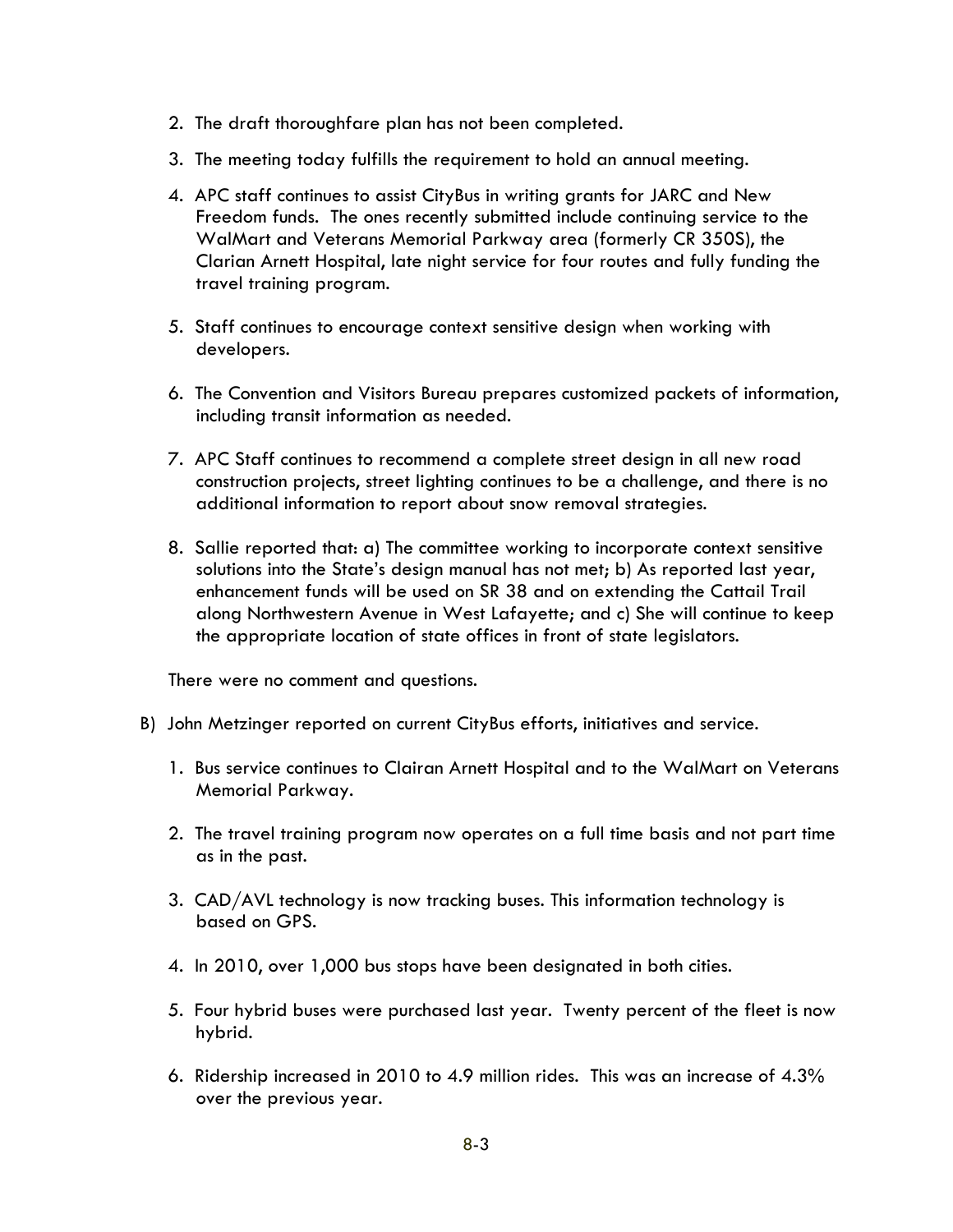2. The draft thoroughfare plan has not been completed.

3. The meeting today fulfills the requirement to hold an annual meeting.

4. APC staff continues to assist CityBus in writing grants for JARC and New Freedom funds. The ones recently submitted include continuing service to the WalMart and Veterans Memorial Parkway area (formerly CR 350S), the Clarian Arnett Hospital, late night service for four routes and fully funding the travel training program.

5. Staff continues to encourage context sensitive design when working with developers.

6. The Convention and Visitors Bureau prepares customized packets of information, including transit information as needed.

7. APC Staff continues to recommend a complete street design in all new road construction projects, street lighting continues to be a challenge, and there is no additional information to report about snow removal strategies.

8. Sallie reported that: a) The committee working to incorporate context sensitive solutions into the State's design manual has not met; b) As reported last year, enhancement funds will be used on SR 38 and on extending the Cattail Trail along Northwestern Avenue in West Lafayette; and c) She will continue to keep the appropriate location of state offices in front of state legislators.

There were no comment and questions.

B) John Metzinger reported on current CityBus efforts, initiatives and service.

1. Bus service continues to Clairan Arnett Hospital and to the WalMart on Veterans Memorial Parkway.

2. The travel training program now operates on a full time basis and not part time as in the past.

3. CAD/AVL technology is now tracking buses. This information technology is based on GPS.

4. In 2010, over 1,000 bus stops have been designated in both cities.

5. Four hybrid buses were purchased last year. Twenty percent of the fleet is now hybrid.

6. Ridership increased in 2010 to 4.9 million rides. This was an increase of 4.3% over the previous year.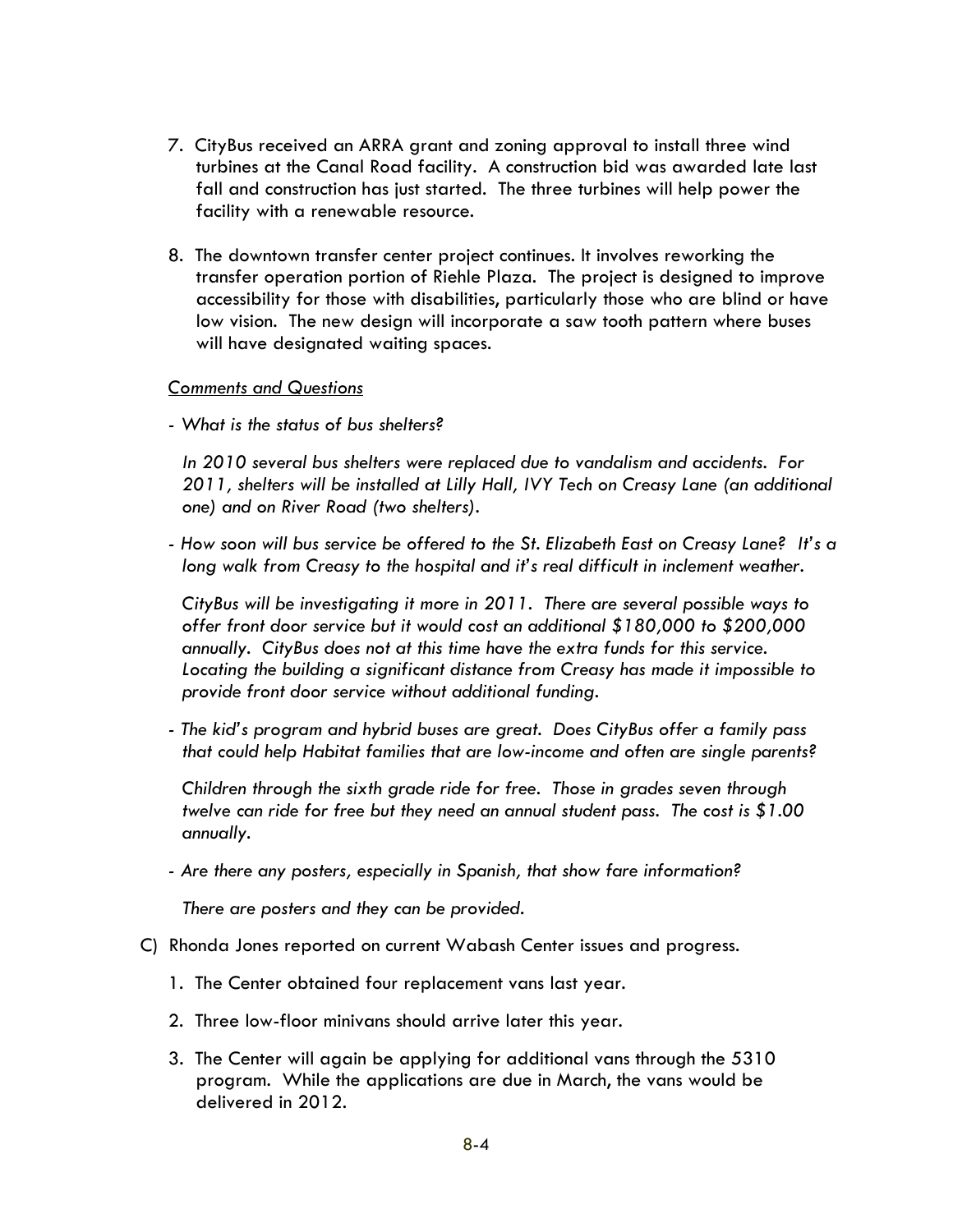7. CityBus received an ARRA grant and zoning approval to install three wind turbines at the Canal Road facility. A construction bid was awarded late last fall and construction has just started. The three turbines will help power the facility with a renewable resource.

8. The downtown transfer center project continues. It involves reworking the transfer operation portion of Riehle Plaza. The project is designed to improve accessibility for those with disabilities, particularly those who are blind or have low vision. The new design will incorporate a saw tooth pattern where buses will have designated waiting spaces.

<u>*Comments and Questions*</u>

- *What is the status of bus shelters?*

  *In 2010 several bus shelters were replaced due to vandalism and accidents. For 2011, shelters will be installed at Lilly Hall, IVY Tech on Creasy Lane (an additional one) and on River Road (two shelters).*

- *How soon will bus service be offered to the St. Elizabeth East on Creasy Lane? It's a long walk from Creasy to the hospital and it's real difficult in inclement weather.*

  *CityBus will be investigating it more in 2011. There are several possible ways to offer front door service but it would cost an additional $180,000 to $200,000 annually. CityBus does not at this time have the extra funds for this service. Locating the building a significant distance from Creasy has made it impossible to provide front door service without additional funding.*

- *The kid's program and hybrid buses are great. Does CityBus offer a family pass that could help Habitat families that are low-income and often are single parents?*

  *Children through the sixth grade ride for free. Those in grades seven through twelve can ride for free but they need an annual student pass. The cost is $1.00 annually.*

- *Are there any posters, especially in Spanish, that show fare information?*

  *There are posters and they can be provided.*

C) Rhonda Jones reported on current Wabash Center issues and progress.

1. The Center obtained four replacement vans last year.

2. Three low-floor minivans should arrive later this year.

3. The Center will again be applying for additional vans through the 5310 program. While the applications are due in March, the vans would be delivered in 2012.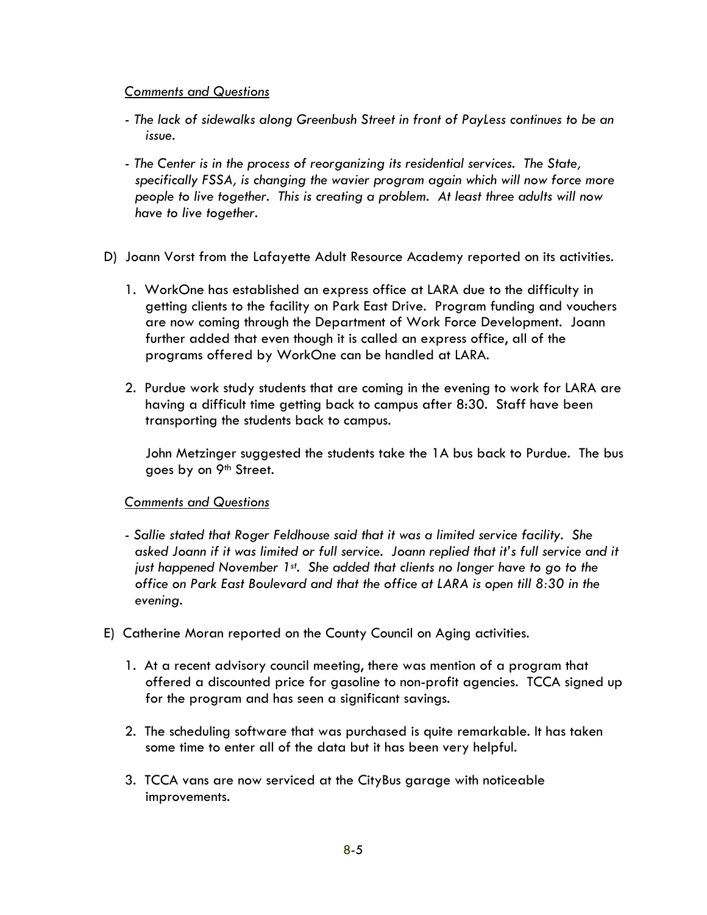*Comments and Questions*

- *The lack of sidewalks along Greenbush Street in front of PayLess continues to be an issue.*

- *The Center is in the process of reorganizing its residential services. The State, specifically FSSA, is changing the wavier program again which will now force more people to live together. This is creating a problem. At least three adults will now have to live together.*

D) Joann Vorst from the Lafayette Adult Resource Academy reported on its activities.

1. WorkOne has established an express office at LARA due to the difficulty in getting clients to the facility on Park East Drive. Program funding and vouchers are now coming through the Department of Work Force Development. Joann further added that even though it is called an express office, all of the programs offered by WorkOne can be handled at LARA.

2. Purdue work study students that are coming in the evening to work for LARA are having a difficult time getting back to campus after 8:30. Staff have been transporting the students back to campus.

   John Metzinger suggested the students take the 1A bus back to Purdue. The bus goes by on 9th Street.

*Comments and Questions*

- *Sallie stated that Roger Feldhouse said that it was a limited service facility. She asked Joann if it was limited or full service. Joann replied that it's full service and it just happened November 1st. She added that clients no longer have to go to the office on Park East Boulevard and that the office at LARA is open till 8:30 in the evening.*

E) Catherine Moran reported on the County Council on Aging activities.

1. At a recent advisory council meeting, there was mention of a program that offered a discounted price for gasoline to non-profit agencies. TCCA signed up for the program and has seen a significant savings.

2. The scheduling software that was purchased is quite remarkable. It has taken some time to enter all of the data but it has been very helpful.

3. TCCA vans are now serviced at the CityBus garage with noticeable improvements.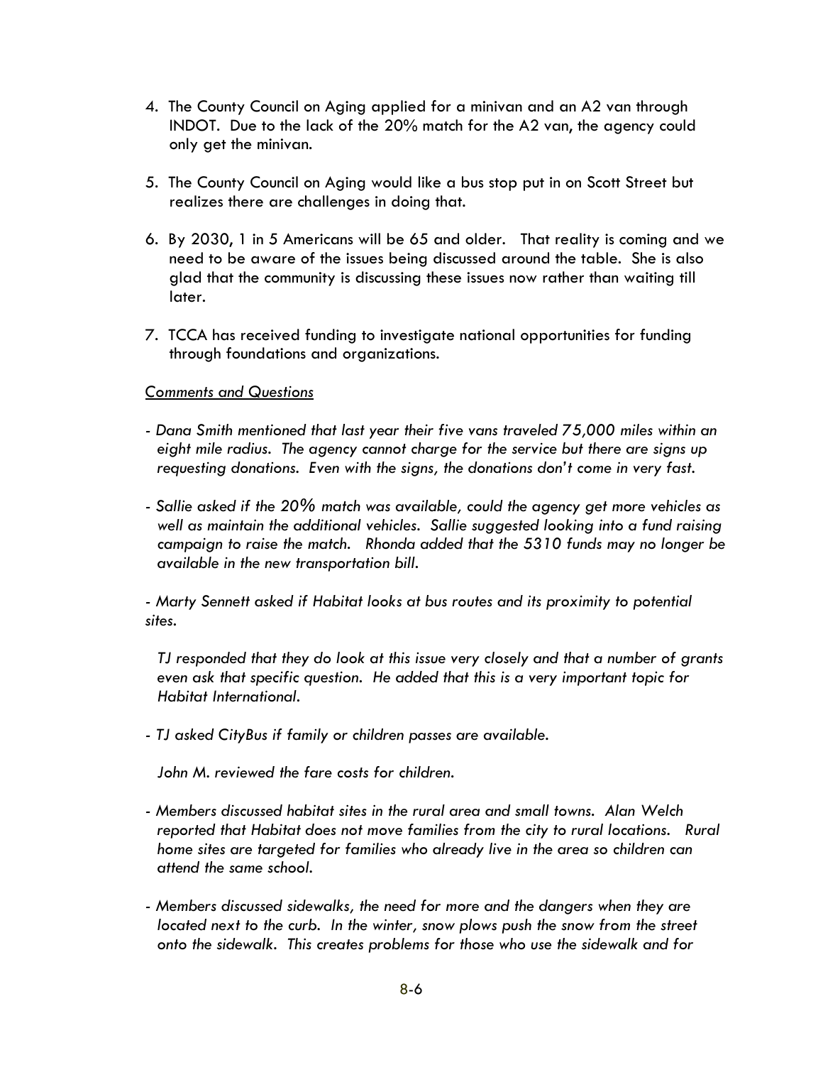4. The County Council on Aging applied for a minivan and an A2 van through INDOT. Due to the lack of the 20% match for the A2 van, the agency could only get the minivan.

5. The County Council on Aging would like a bus stop put in on Scott Street but realizes there are challenges in doing that.

6. By 2030, 1 in 5 Americans will be 65 and older. That reality is coming and we need to be aware of the issues being discussed around the table. She is also glad that the community is discussing these issues now rather than waiting till later.

7. TCCA has received funding to investigate national opportunities for funding through foundations and organizations.

*Comments and Questions*

*- Dana Smith mentioned that last year their five vans traveled 75,000 miles within an eight mile radius. The agency cannot charge for the service but there are signs up requesting donations. Even with the signs, the donations don't come in very fast.*

*- Sallie asked if the 20% match was available, could the agency get more vehicles as well as maintain the additional vehicles. Sallie suggested looking into a fund raising campaign to raise the match. Rhonda added that the 5310 funds may no longer be available in the new transportation bill.*

*- Marty Sennett asked if Habitat looks at bus routes and its proximity to potential sites.*

*TJ responded that they do look at this issue very closely and that a number of grants even ask that specific question. He added that this is a very important topic for Habitat International.*

*- TJ asked CityBus if family or children passes are available.*

*John M. reviewed the fare costs for children.*

*- Members discussed habitat sites in the rural area and small towns. Alan Welch reported that Habitat does not move families from the city to rural locations. Rural home sites are targeted for families who already live in the area so children can attend the same school.*

*- Members discussed sidewalks, the need for more and the dangers when they are located next to the curb. In the winter, snow plows push the snow from the street onto the sidewalk. This creates problems for those who use the sidewalk and for*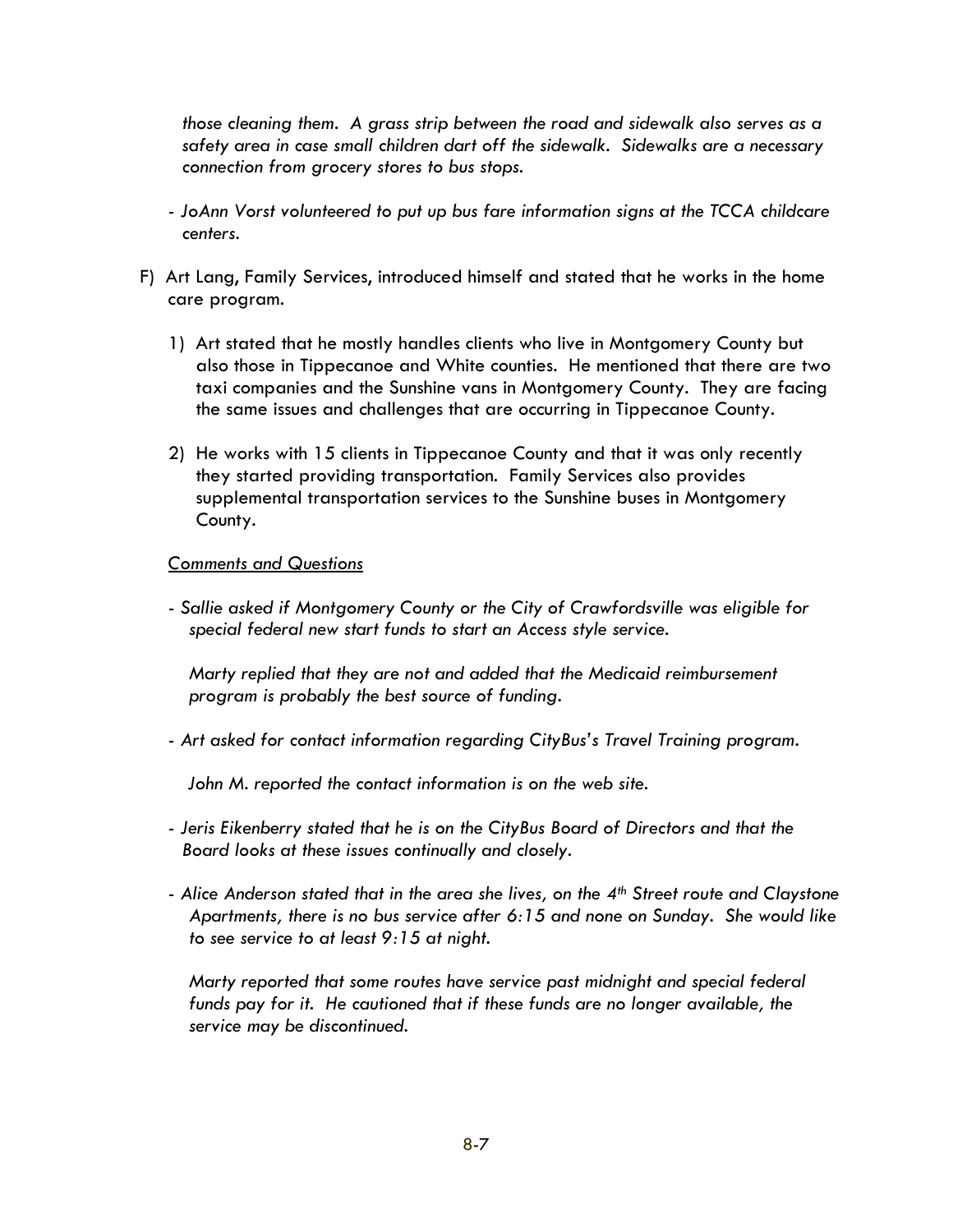*those cleaning them. A grass strip between the road and sidewalk also serves as a safety area in case small children dart off the sidewalk. Sidewalks are a necessary connection from grocery stores to bus stops.*

- *JoAnn Vorst volunteered to put up bus fare information signs at the TCCA childcare centers.*

F) Art Lang, Family Services, introduced himself and stated that he works in the home care program.

1) Art stated that he mostly handles clients who live in Montgomery County but also those in Tippecanoe and White counties. He mentioned that there are two taxi companies and the Sunshine vans in Montgomery County. They are facing the same issues and challenges that are occurring in Tippecanoe County.

2) He works with 15 clients in Tippecanoe County and that it was only recently they started providing transportation. Family Services also provides supplemental transportation services to the Sunshine buses in Montgomery County.

*Comments and Questions*

- *Sallie asked if Montgomery County or the City of Crawfordsville was eligible for special federal new start funds to start an Access style service.*

  *Marty replied that they are not and added that the Medicaid reimbursement program is probably the best source of funding.*

- *Art asked for contact information regarding CityBus's Travel Training program.*

  *John M. reported the contact information is on the web site.*

- *Jeris Eikenberry stated that he is on the CityBus Board of Directors and that the Board looks at these issues continually and closely.*

- *Alice Anderson stated that in the area she lives, on the 4th Street route and Claystone Apartments, there is no bus service after 6:15 and none on Sunday. She would like to see service to at least 9:15 at night.*

  *Marty reported that some routes have service past midnight and special federal funds pay for it. He cautioned that if these funds are no longer available, the service may be discontinued.*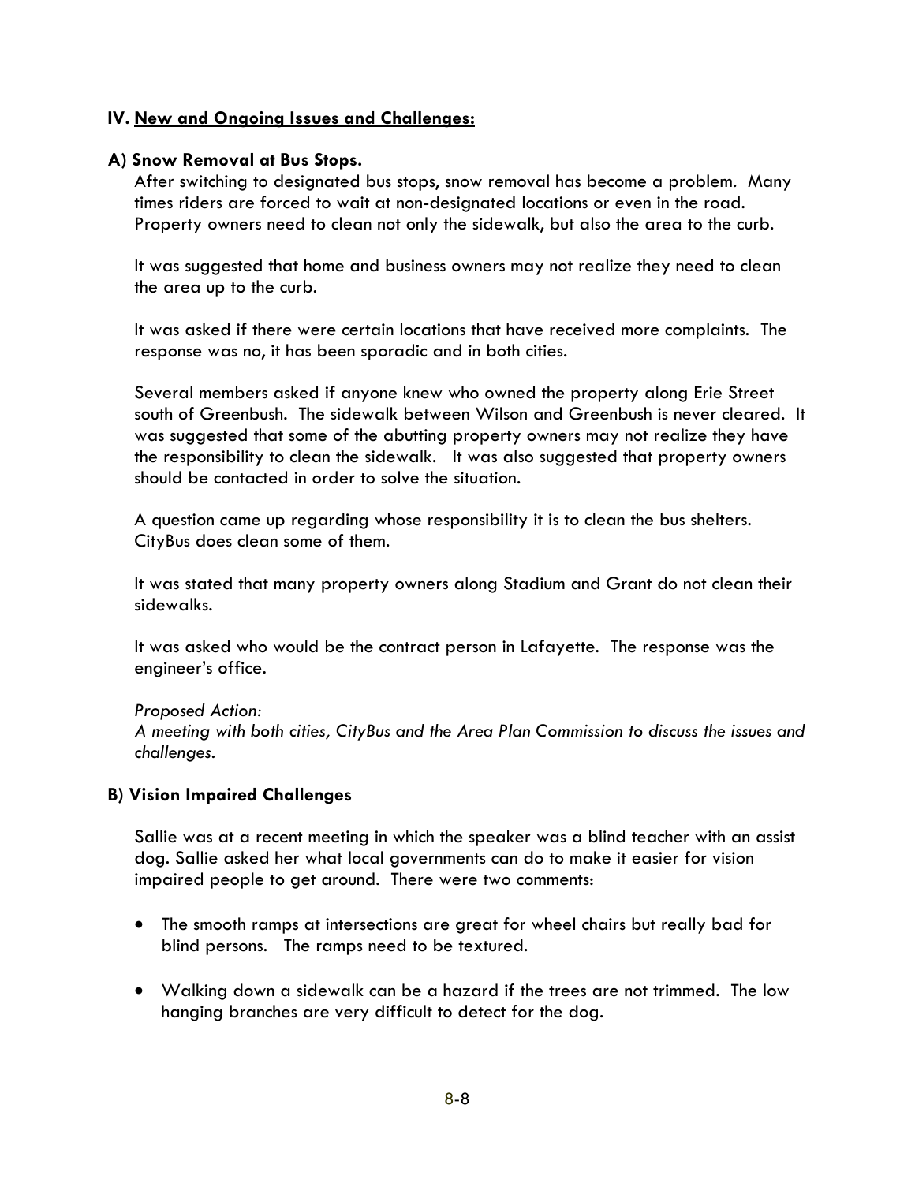## IV. <u>New and Ongoing Issues and Challenges:</u>

### A) Snow Removal at Bus Stops.

After switching to designated bus stops, snow removal has become a problem. Many times riders are forced to wait at non-designated locations or even in the road. Property owners need to clean not only the sidewalk, but also the area to the curb.

It was suggested that home and business owners may not realize they need to clean the area up to the curb.

It was asked if there were certain locations that have received more complaints. The response was no, it has been sporadic and in both cities.

Several members asked if anyone knew who owned the property along Erie Street south of Greenbush. The sidewalk between Wilson and Greenbush is never cleared. It was suggested that some of the abutting property owners may not realize they have the responsibility to clean the sidewalk. It was also suggested that property owners should be contacted in order to solve the situation.

A question came up regarding whose responsibility it is to clean the bus shelters. CityBus does clean some of them.

It was stated that many property owners along Stadium and Grant do not clean their sidewalks.

It was asked who would be the contract person in Lafayette. The response was the engineer's office.

*<u>Proposed Action:</u>*
*A meeting with both cities, CityBus and the Area Plan Commission to discuss the issues and challenges.*

### B) Vision Impaired Challenges

Sallie was at a recent meeting in which the speaker was a blind teacher with an assist dog. Sallie asked her what local governments can do to make it easier for vision impaired people to get around. There were two comments:

- The smooth ramps at intersections are great for wheel chairs but really bad for blind persons. The ramps need to be textured.
- Walking down a sidewalk can be a hazard if the trees are not trimmed. The low hanging branches are very difficult to detect for the dog.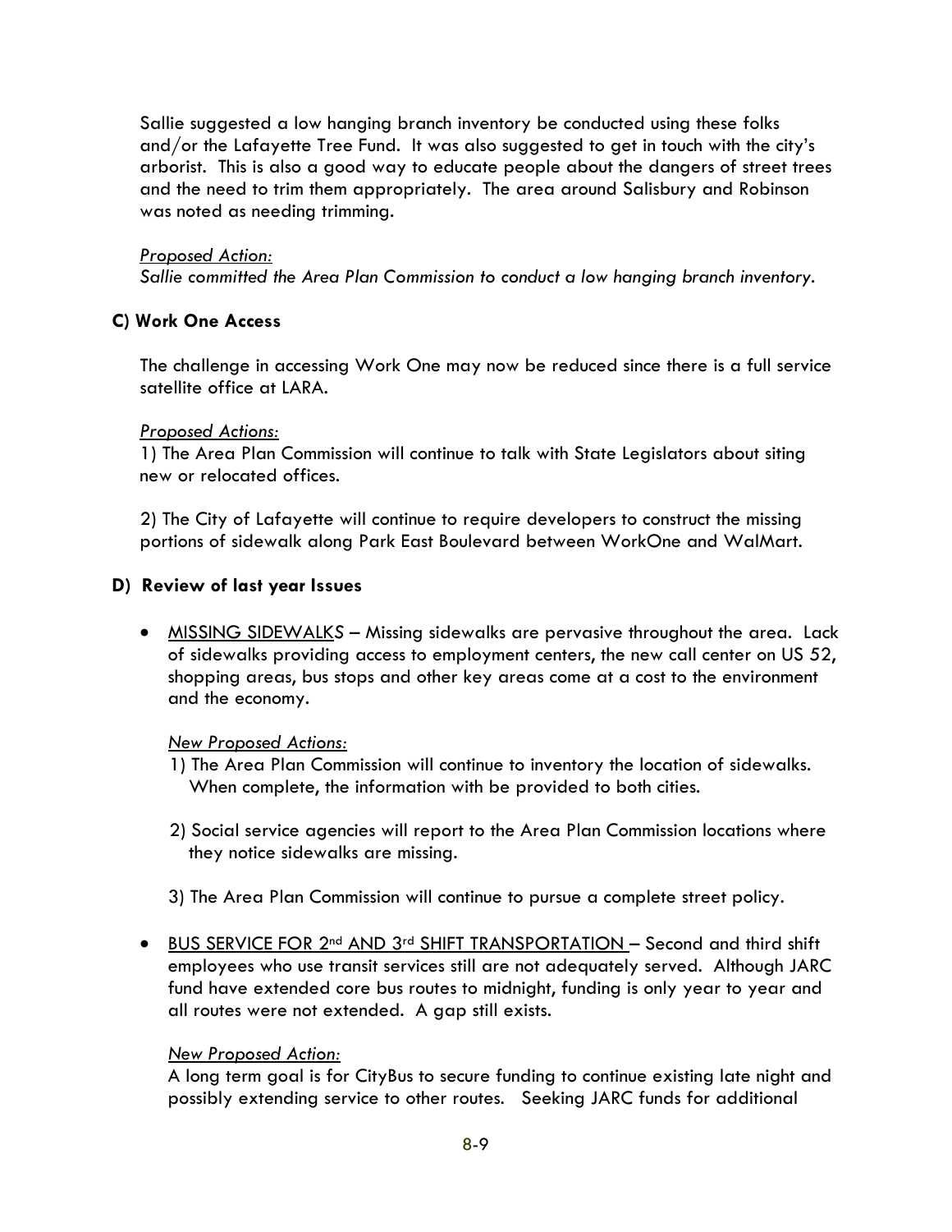Sallie suggested a low hanging branch inventory be conducted using these folks and/or the Lafayette Tree Fund. It was also suggested to get in touch with the city's arborist. This is also a good way to educate people about the dangers of street trees and the need to trim them appropriately. The area around Salisbury and Robinson was noted as needing trimming.

*Proposed Action:*
*Sallie committed the Area Plan Commission to conduct a low hanging branch inventory.*

### C) Work One Access

The challenge in accessing Work One may now be reduced since there is a full service satellite office at LARA.

*Proposed Actions:*
1) The Area Plan Commission will continue to talk with State Legislators about siting new or relocated offices.

2) The City of Lafayette will continue to require developers to construct the missing portions of sidewalk along Park East Boulevard between WorkOne and WalMart.

### D) Review of last year Issues

- MISSING SIDEWALKS – Missing sidewalks are pervasive throughout the area. Lack of sidewalks providing access to employment centers, the new call center on US 52, shopping areas, bus stops and other key areas come at a cost to the environment and the economy.

  *New Proposed Actions:*
  1) The Area Plan Commission will continue to inventory the location of sidewalks. When complete, the information with be provided to both cities.

  2) Social service agencies will report to the Area Plan Commission locations where they notice sidewalks are missing.

  3) The Area Plan Commission will continue to pursue a complete street policy.

- BUS SERVICE FOR 2nd AND 3rd SHIFT TRANSPORTATION – Second and third shift employees who use transit services still are not adequately served. Although JARC fund have extended core bus routes to midnight, funding is only year to year and all routes were not extended. A gap still exists.

  *New Proposed Action:*
  A long term goal is for CityBus to secure funding to continue existing late night and possibly extending service to other routes. Seeking JARC funds for additional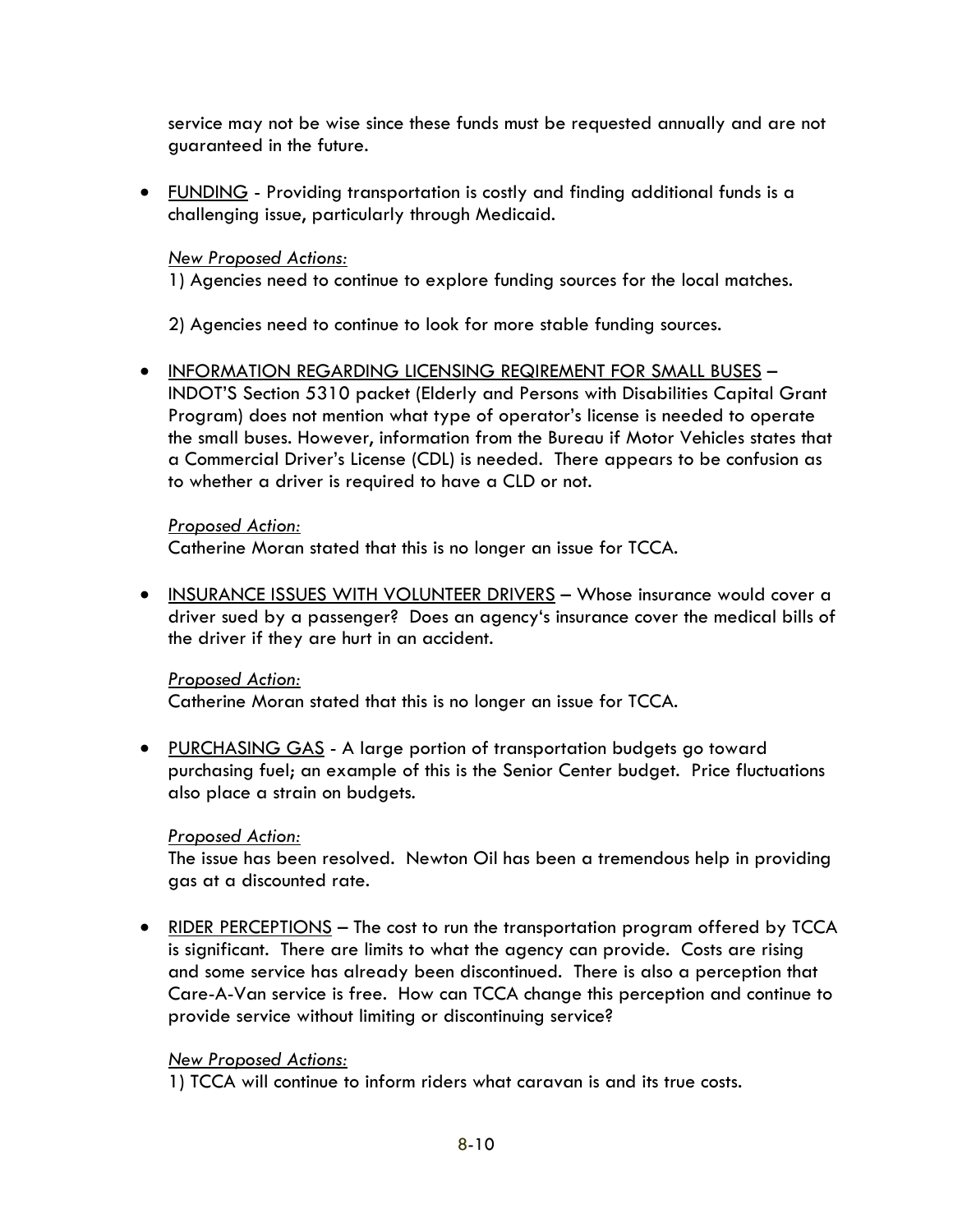service may not be wise since these funds must be requested annually and are not guaranteed in the future.

- <u>FUNDING</u> - Providing transportation is costly and finding additional funds is a challenging issue, particularly through Medicaid.

  *<u>New Proposed Actions:</u>*
  1) Agencies need to continue to explore funding sources for the local matches.

  2) Agencies need to continue to look for more stable funding sources.

- <u>INFORMATION REGARDING LICENSING REQIREMENT FOR SMALL BUSES</u> – INDOT'S Section 5310 packet (Elderly and Persons with Disabilities Capital Grant Program) does not mention what type of operator's license is needed to operate the small buses. However, information from the Bureau if Motor Vehicles states that a Commercial Driver's License (CDL) is needed. There appears to be confusion as to whether a driver is required to have a CLD or not.

  *<u>Proposed Action:</u>*
  Catherine Moran stated that this is no longer an issue for TCCA.

- <u>INSURANCE ISSUES WITH VOLUNTEER DRIVERS</u> – Whose insurance would cover a driver sued by a passenger? Does an agency's insurance cover the medical bills of the driver if they are hurt in an accident.

  *<u>Proposed Action:</u>*
  Catherine Moran stated that this is no longer an issue for TCCA.

- <u>PURCHASING GAS</u> - A large portion of transportation budgets go toward purchasing fuel; an example of this is the Senior Center budget. Price fluctuations also place a strain on budgets.

  *<u>Proposed Action:</u>*
  The issue has been resolved. Newton Oil has been a tremendous help in providing gas at a discounted rate.

- <u>RIDER PERCEPTIONS</u> – The cost to run the transportation program offered by TCCA is significant. There are limits to what the agency can provide. Costs are rising and some service has already been discontinued. There is also a perception that Care-A-Van service is free. How can TCCA change this perception and continue to provide service without limiting or discontinuing service?

  *<u>New Proposed Actions:</u>*
  1) TCCA will continue to inform riders what caravan is and its true costs.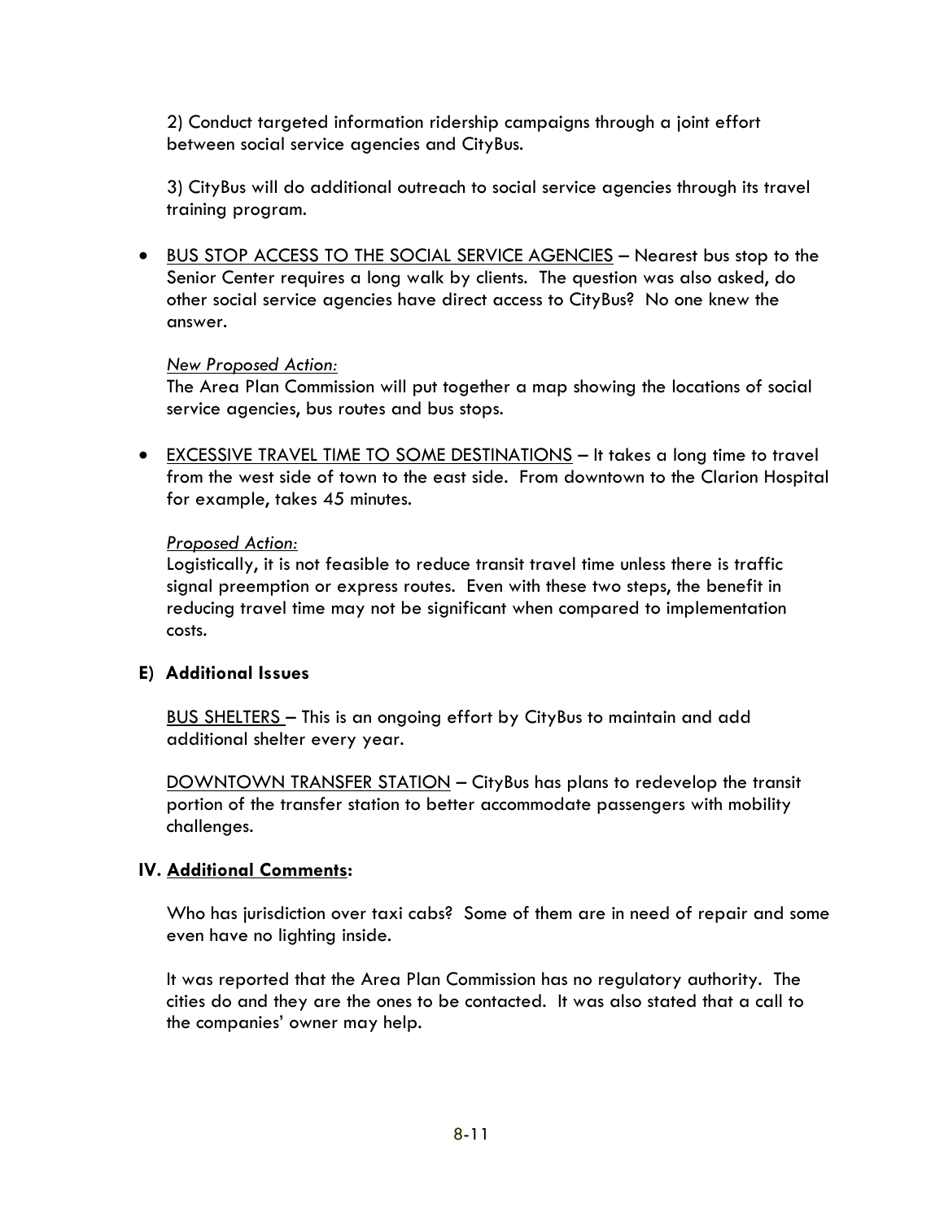2) Conduct targeted information ridership campaigns through a joint effort between social service agencies and CityBus.

3) CityBus will do additional outreach to social service agencies through its travel training program.

- BUS STOP ACCESS TO THE SOCIAL SERVICE AGENCIES – Nearest bus stop to the Senior Center requires a long walk by clients. The question was also asked, do other social service agencies have direct access to CityBus? No one knew the answer.

  *New Proposed Action:*
  The Area Plan Commission will put together a map showing the locations of social service agencies, bus routes and bus stops.

- EXCESSIVE TRAVEL TIME TO SOME DESTINATIONS – It takes a long time to travel from the west side of town to the east side. From downtown to the Clarion Hospital for example, takes 45 minutes.

  *Proposed Action:*
  Logistically, it is not feasible to reduce transit travel time unless there is traffic signal preemption or express routes. Even with these two steps, the benefit in reducing travel time may not be significant when compared to implementation costs.

### E) Additional Issues

BUS SHELTERS – This is an ongoing effort by CityBus to maintain and add additional shelter every year.

DOWNTOWN TRANSFER STATION – CityBus has plans to redevelop the transit portion of the transfer station to better accommodate passengers with mobility challenges.

## IV. Additional Comments:

Who has jurisdiction over taxi cabs? Some of them are in need of repair and some even have no lighting inside.

It was reported that the Area Plan Commission has no regulatory authority. The cities do and they are the ones to be contacted. It was also stated that a call to the companies' owner may help.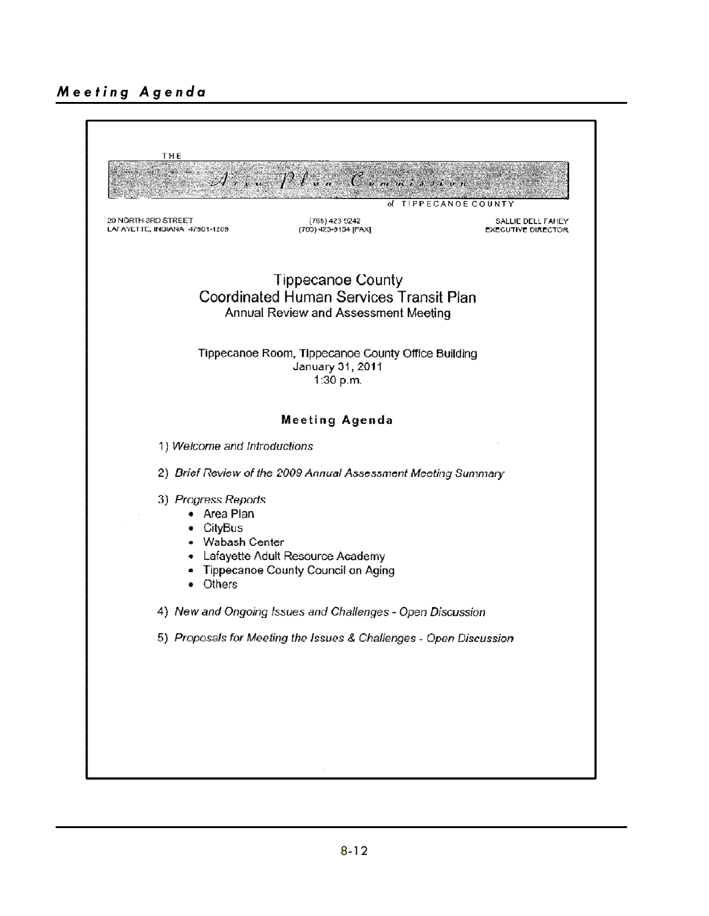## Meeting Agenda

THE

*Area Plan Commission*

of TIPPECANOE COUNTY

20 NORTH 3RD STREET
LAFAYETTE, INDIANA 47901-1209

(765) 423-9242
(765) 423-9154 [FAX]

SALLIE DELL FAHEY
EXECUTIVE DIRECTOR

# Tippecanoe County
# Coordinated Human Services Transit Plan
## Annual Review and Assessment Meeting

Tippecanoe Room, Tippecanoe County Office Building
January 31, 2011
1:30 p.m.

### Meeting Agenda

1) *Welcome and Introductions*

2) *Brief Review of the 2009 Annual Assessment Meeting Summary*

3) *Progress Reports*
   - Area Plan
   - CityBus
   - Wabash Center
   - Lafayette Adult Resource Academy
   - Tippecanoe County Council on Aging
   - Others

4) *New and Ongoing Issues and Challenges - Open Discussion*

5) *Proposals for Meeting the Issues & Challenges - Open Discussion*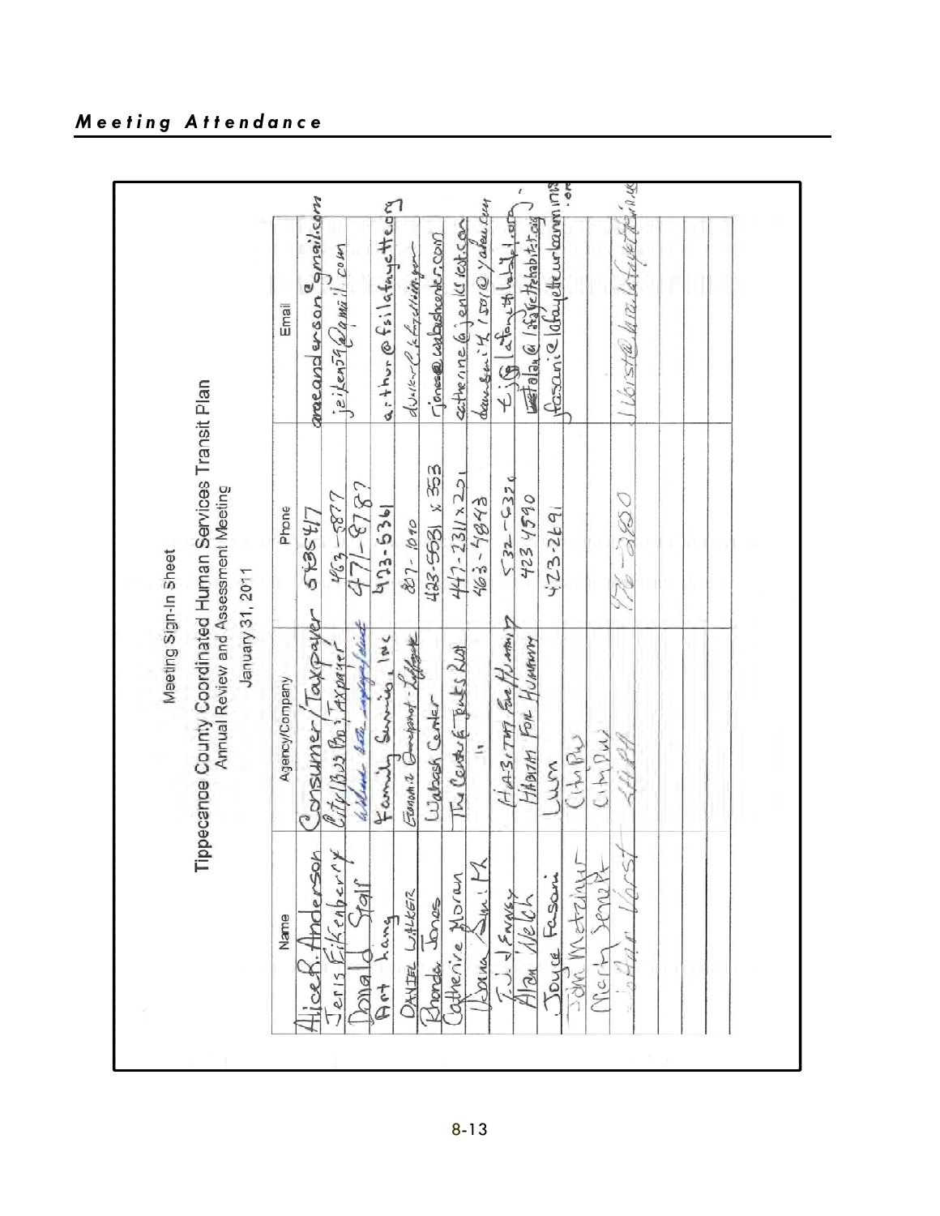## *Meeting Attendance*

Meeting Sign-In Sheet

Tippecanoe County Coordinated Human Services Transit Plan
Annual Review and Assessment Meeting
January 31, 2011

| Name | Agency/Company | Phone | Email |
|---|---|---|---|
| Alice R. Anderson | Consumer/Taxpayer | 5935417 | aroeanderson@gmail.com |
| Jeris Eikenberry | CityBus Bd; Taxpayer | 463-5877 | jeiken34@gmail.com |
| Donald Stolz | Wabash Area Lafayette | 471-8787 | |
| Art Lang | Family Services, Inc | 423-5361 | a.ithon@fsilafayette.org |
| DANIEL WALKER | Economic Development - Lafayette | 807-1090 | dwalker@lafayette.in.gov |
| Rhonda Jones | Wabash Center | 423-5531 x 353 | rjones@wabashcenter.com |
| Catherine Moran | The Center @ Jenks Rest | 447-2311 x 201 | catherine@jenksrest.com |
| Donna Smith | " | 463-4848 | dsmith41501@yahoo.com |
| T.J. JENNEY | HABITAT For Humanity | 532-5326 | tj@lafayettehabitat.org |
| Allan Welch | HABITAT FOR HUMANITY | 423 4590 | allan@lafayettehabitat.org |
| Joyce Fasani | LUM | 423-2691 | jfasani@lafayetteurbanministries.org |
| John Metzinger | CityBus | | |
| Marty Sennett | CityBus | | |
| John Yorst | ARC | 476-2880 | jyorst@arclafayette.in.us |